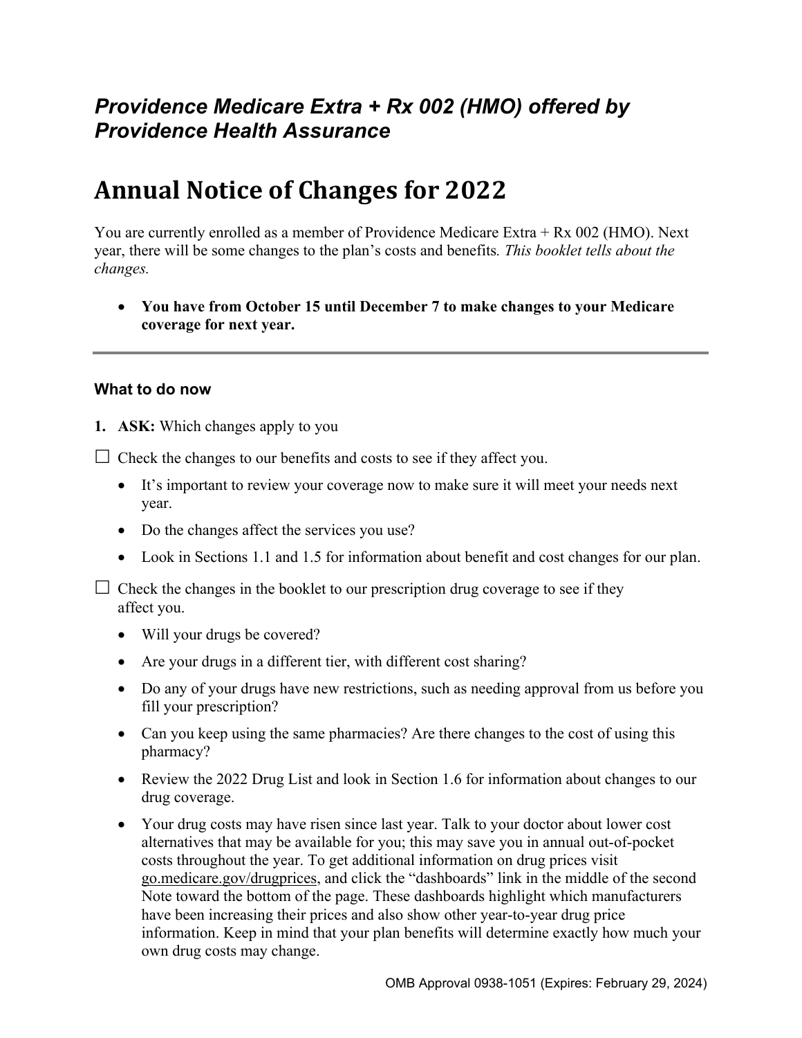## *Providence Medicare Extra + Rx 002 (HMO) offered by Providence Health Assurance*

# Annual Notice of Changes for 2022

You are currently enrolled as a member of Providence Medicare Extra + Rx 002 (HMO). Next year, there will be some changes to the plan's costs and benefits. *This booklet tells about the changes.*

- **You have from October 15 until December 7 to make changes to your Medicare coverage for next year.**

---

### What to do now

1. **ASK:** Which changes apply to you

☐ Check the changes to our benefits and costs to see if they affect you.

- It's important to review your coverage now to make sure it will meet your needs next year.
- Do the changes affect the services you use?
- Look in Sections 1.1 and 1.5 for information about benefit and cost changes for our plan.

☐ Check the changes in the booklet to our prescription drug coverage to see if they affect you.

- Will your drugs be covered?
- Are your drugs in a different tier, with different cost sharing?
- Do any of your drugs have new restrictions, such as needing approval from us before you fill your prescription?
- Can you keep using the same pharmacies? Are there changes to the cost of using this pharmacy?
- Review the 2022 Drug List and look in Section 1.6 for information about changes to our drug coverage.
- Your drug costs may have risen since last year. Talk to your doctor about lower cost alternatives that may be available for you; this may save you in annual out-of-pocket costs throughout the year. To get additional information on drug prices visit go.medicare.gov/drugprices, and click the "dashboards" link in the middle of the second Note toward the bottom of the page. These dashboards highlight which manufacturers have been increasing their prices and also show other year-to-year drug price information. Keep in mind that your plan benefits will determine exactly how much your own drug costs may change.

OMB Approval 0938-1051 (Expires: February 29, 2024)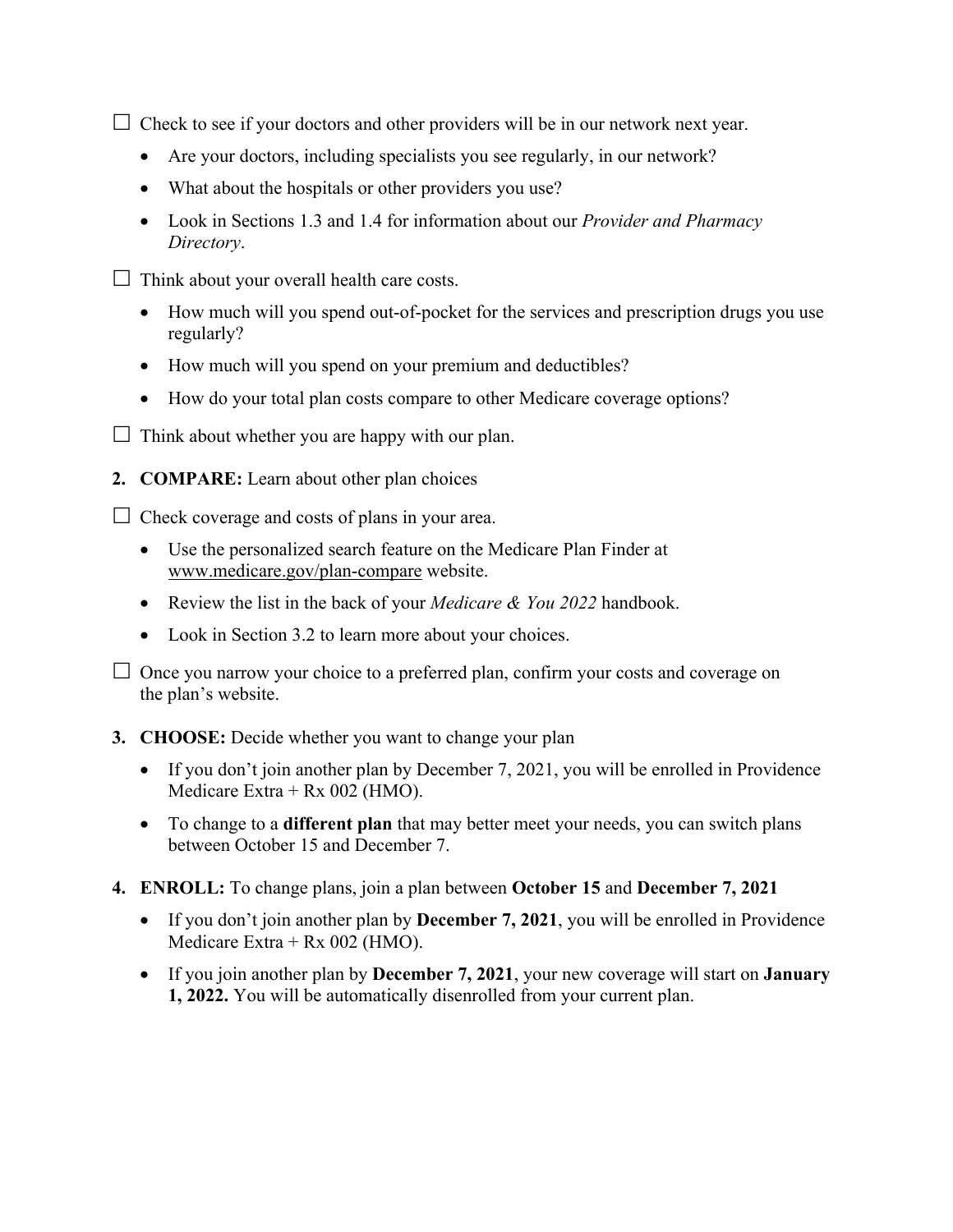☐ Check to see if your doctors and other providers will be in our network next year.

- Are your doctors, including specialists you see regularly, in our network?
- What about the hospitals or other providers you use?
- Look in Sections 1.3 and 1.4 for information about our *Provider and Pharmacy Directory*.

☐ Think about your overall health care costs.

- How much will you spend out-of-pocket for the services and prescription drugs you use regularly?
- How much will you spend on your premium and deductibles?
- How do your total plan costs compare to other Medicare coverage options?

☐ Think about whether you are happy with our plan.

2. **COMPARE:** Learn about other plan choices

☐ Check coverage and costs of plans in your area.

- Use the personalized search feature on the Medicare Plan Finder at www.medicare.gov/plan-compare website.
- Review the list in the back of your *Medicare & You 2022* handbook.
- Look in Section 3.2 to learn more about your choices.

☐ Once you narrow your choice to a preferred plan, confirm your costs and coverage on the plan's website.

3. **CHOOSE:** Decide whether you want to change your plan

- If you don't join another plan by December 7, 2021, you will be enrolled in Providence Medicare Extra + Rx 002 (HMO).
- To change to a **different plan** that may better meet your needs, you can switch plans between October 15 and December 7.

4. **ENROLL:** To change plans, join a plan between **October 15** and **December 7, 2021**

- If you don't join another plan by **December 7, 2021**, you will be enrolled in Providence Medicare Extra + Rx 002 (HMO).
- If you join another plan by **December 7, 2021**, your new coverage will start on **January 1, 2022.** You will be automatically disenrolled from your current plan.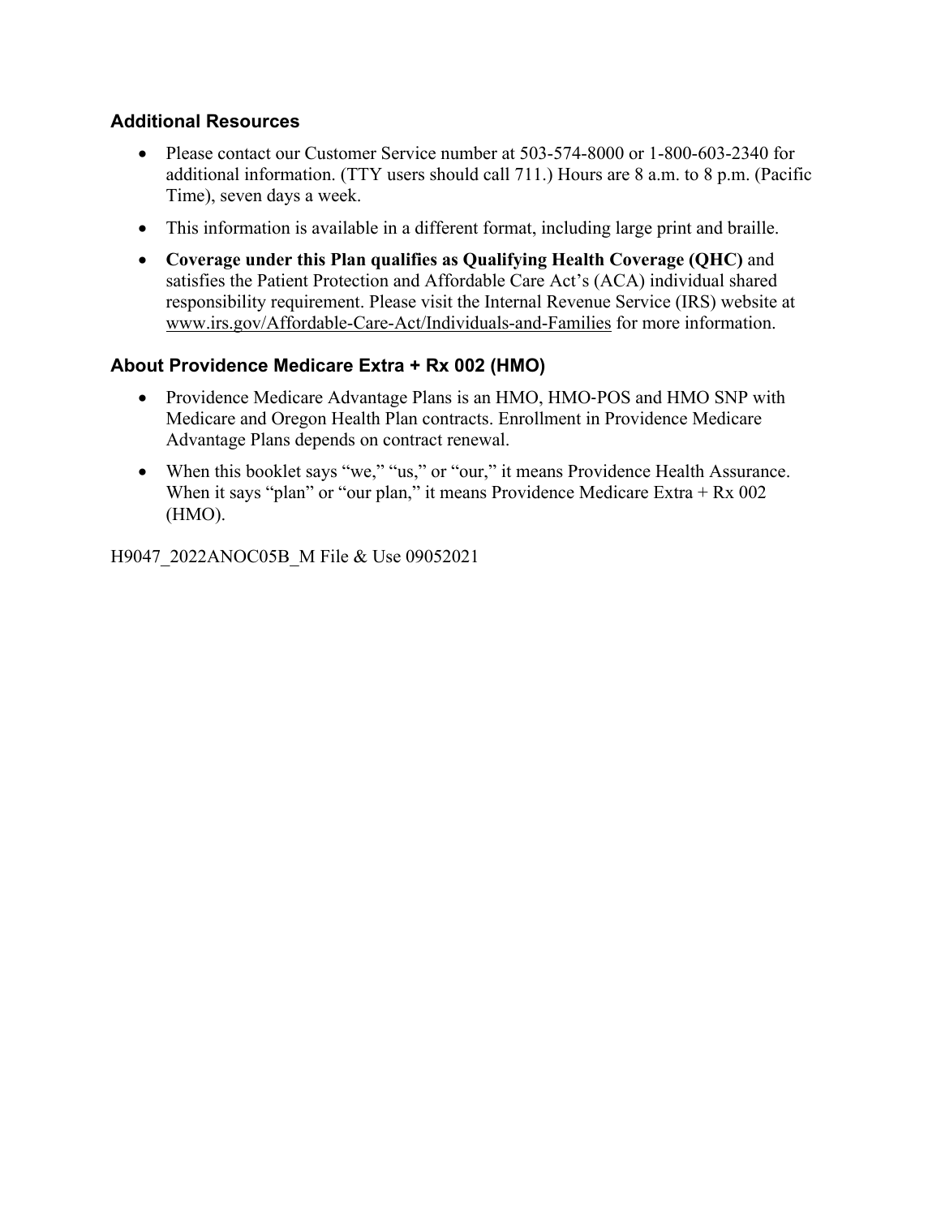### Additional Resources

- Please contact our Customer Service number at 503-574-8000 or 1-800-603-2340 for additional information. (TTY users should call 711.) Hours are 8 a.m. to 8 p.m. (Pacific Time), seven days a week.
- This information is available in a different format, including large print and braille.
- **Coverage under this Plan qualifies as Qualifying Health Coverage (QHC)** and satisfies the Patient Protection and Affordable Care Act's (ACA) individual shared responsibility requirement. Please visit the Internal Revenue Service (IRS) website at www.irs.gov/Affordable-Care-Act/Individuals-and-Families for more information.

### About Providence Medicare Extra + Rx 002 (HMO)

- Providence Medicare Advantage Plans is an HMO, HMO-POS and HMO SNP with Medicare and Oregon Health Plan contracts. Enrollment in Providence Medicare Advantage Plans depends on contract renewal.
- When this booklet says "we," "us," or "our," it means Providence Health Assurance. When it says "plan" or "our plan," it means Providence Medicare Extra + Rx 002 (HMO).

H9047_2022ANOC05B_M File & Use 09052021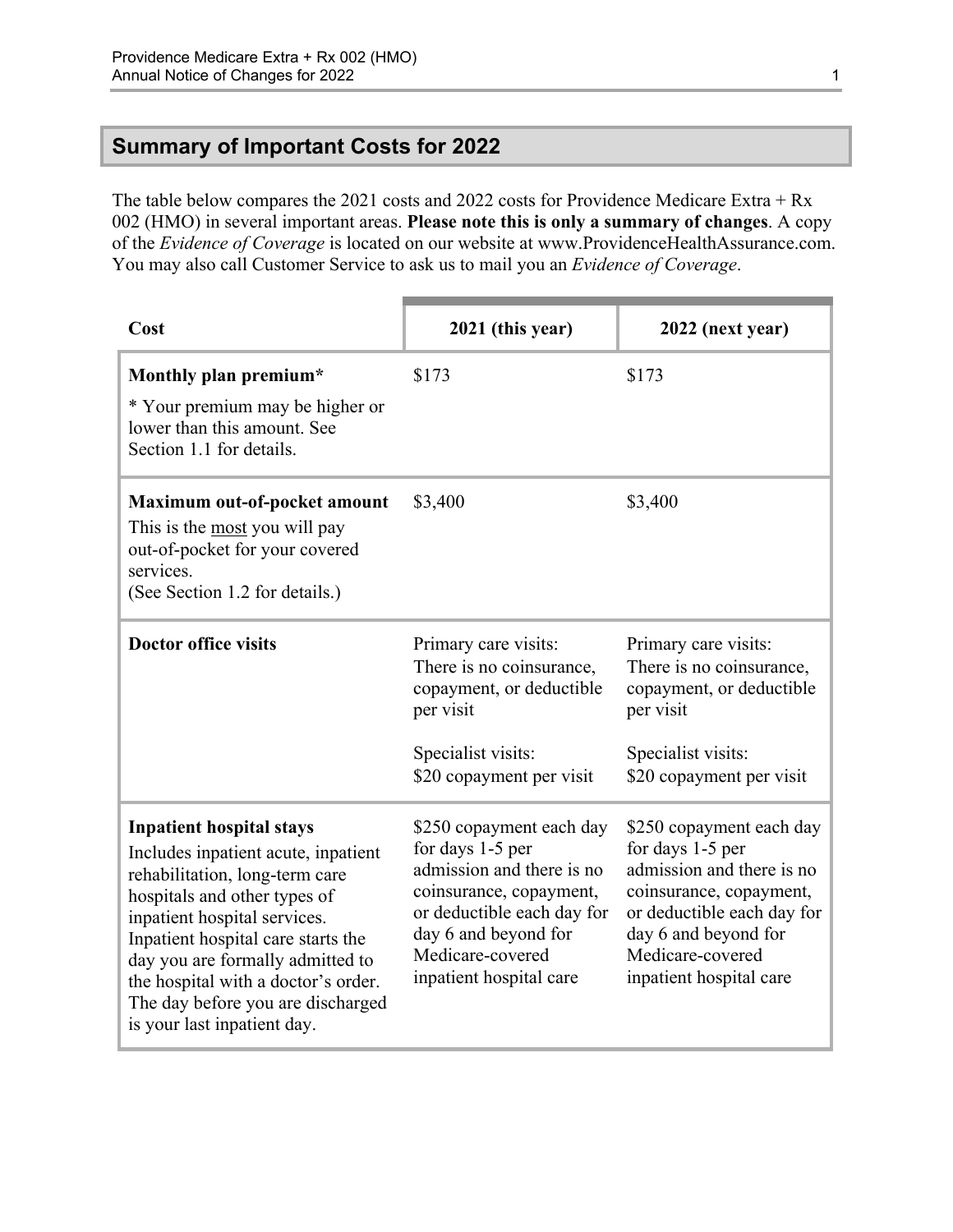## Summary of Important Costs for 2022

The table below compares the 2021 costs and 2022 costs for Providence Medicare Extra + Rx 002 (HMO) in several important areas. **Please note this is only a summary of changes**. A copy of the *Evidence of Coverage* is located on our website at www.ProvidenceHealthAssurance.com. You may also call Customer Service to ask us to mail you an *Evidence of Coverage*.

| Cost | 2021 (this year) | 2022 (next year) |
|---|---|---|
| **Monthly plan premium***<br><br>* Your premium may be higher or lower than this amount. See Section 1.1 for details. | $173 | $173 |
| **Maximum out-of-pocket amount**<br>This is the <u>most</u> you will pay out-of-pocket for your covered services.<br>(See Section 1.2 for details.) | $3,400 | $3,400 |
| **Doctor office visits** | Primary care visits:<br>There is no coinsurance, copayment, or deductible per visit<br><br>Specialist visits:<br>$20 copayment per visit | Primary care visits:<br>There is no coinsurance, copayment, or deductible per visit<br><br>Specialist visits:<br>$20 copayment per visit |
| **Inpatient hospital stays**<br>Includes inpatient acute, inpatient rehabilitation, long-term care hospitals and other types of inpatient hospital services. Inpatient hospital care starts the day you are formally admitted to the hospital with a doctor's order. The day before you are discharged is your last inpatient day. | $250 copayment each day for days 1-5 per admission and there is no coinsurance, copayment, or deductible each day for day 6 and beyond for Medicare-covered inpatient hospital care | $250 copayment each day for days 1-5 per admission and there is no coinsurance, copayment, or deductible each day for day 6 and beyond for Medicare-covered inpatient hospital care |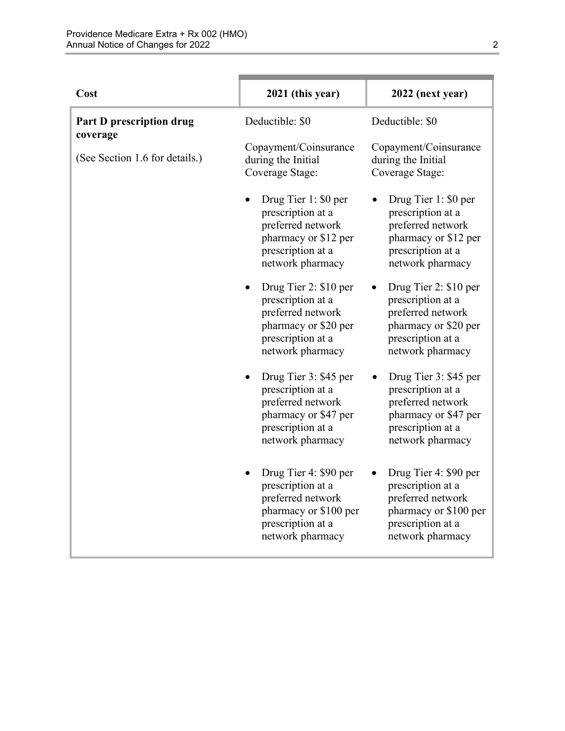| Cost | 2021 (this year) | 2022 (next year) |
|---|---|---|
| **Part D prescription drug coverage**<br><br>(See Section 1.6 for details.) | Deductible: $0<br><br>Copayment/Coinsurance during the Initial Coverage Stage:<br><br>• Drug Tier 1: $0 per prescription at a preferred network pharmacy or $12 per prescription at a network pharmacy<br><br>• Drug Tier 2: $10 per prescription at a preferred network pharmacy or $20 per prescription at a network pharmacy<br><br>• Drug Tier 3: $45 per prescription at a preferred network pharmacy or $47 per prescription at a network pharmacy<br><br>• Drug Tier 4: $90 per prescription at a preferred network pharmacy or $100 per prescription at a network pharmacy | Deductible: $0<br><br>Copayment/Coinsurance during the Initial Coverage Stage:<br><br>• Drug Tier 1: $0 per prescription at a preferred network pharmacy or $12 per prescription at a network pharmacy<br><br>• Drug Tier 2: $10 per prescription at a preferred network pharmacy or $20 per prescription at a network pharmacy<br><br>• Drug Tier 3: $45 per prescription at a preferred network pharmacy or $47 per prescription at a network pharmacy<br><br>• Drug Tier 4: $90 per prescription at a preferred network pharmacy or $100 per prescription at a network pharmacy |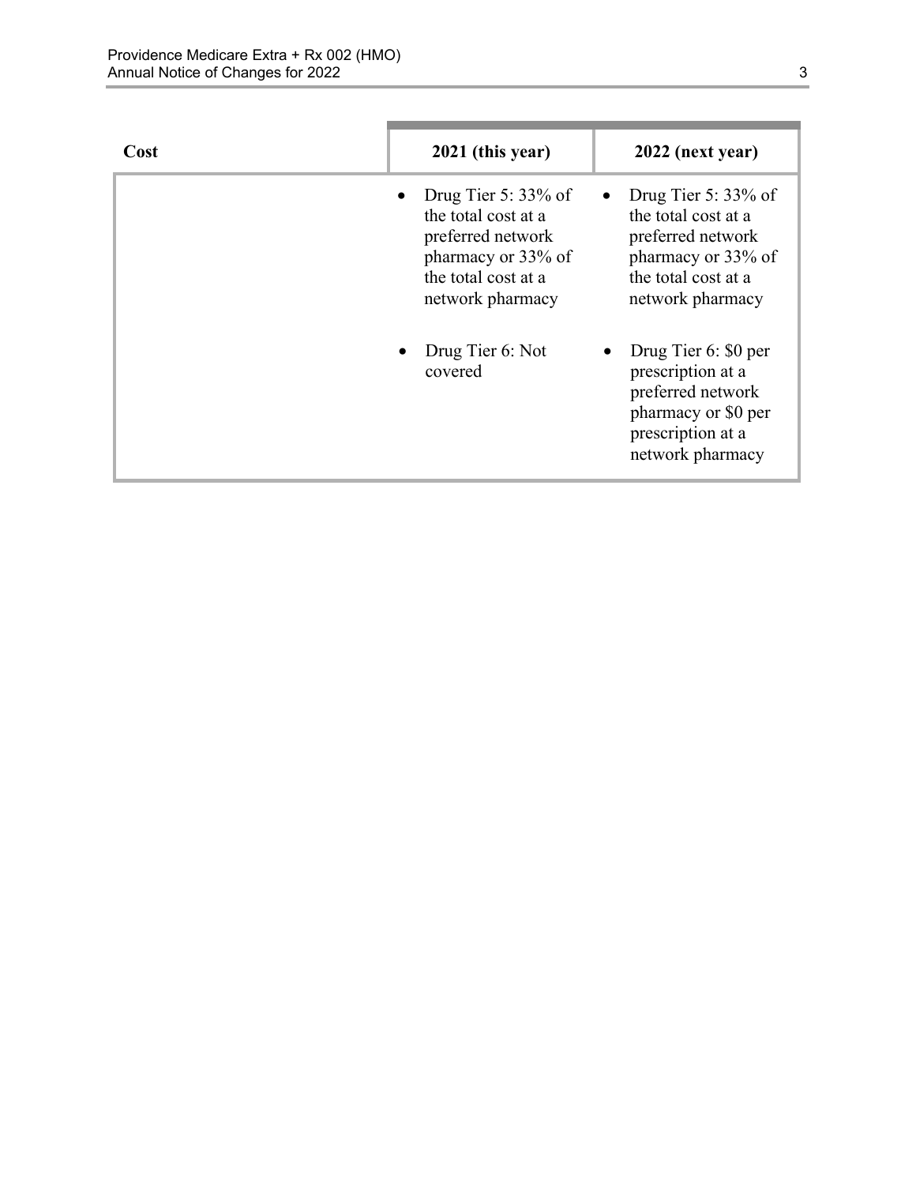| Cost | 2021 (this year) | 2022 (next year) |
|---|---|---|
| | • Drug Tier 5: 33% of the total cost at a preferred network pharmacy or 33% of the total cost at a network pharmacy<br><br>• Drug Tier 6: Not covered | • Drug Tier 5: 33% of the total cost at a preferred network pharmacy or 33% of the total cost at a network pharmacy<br><br>• Drug Tier 6: $0 per prescription at a preferred network pharmacy or $0 per prescription at a network pharmacy |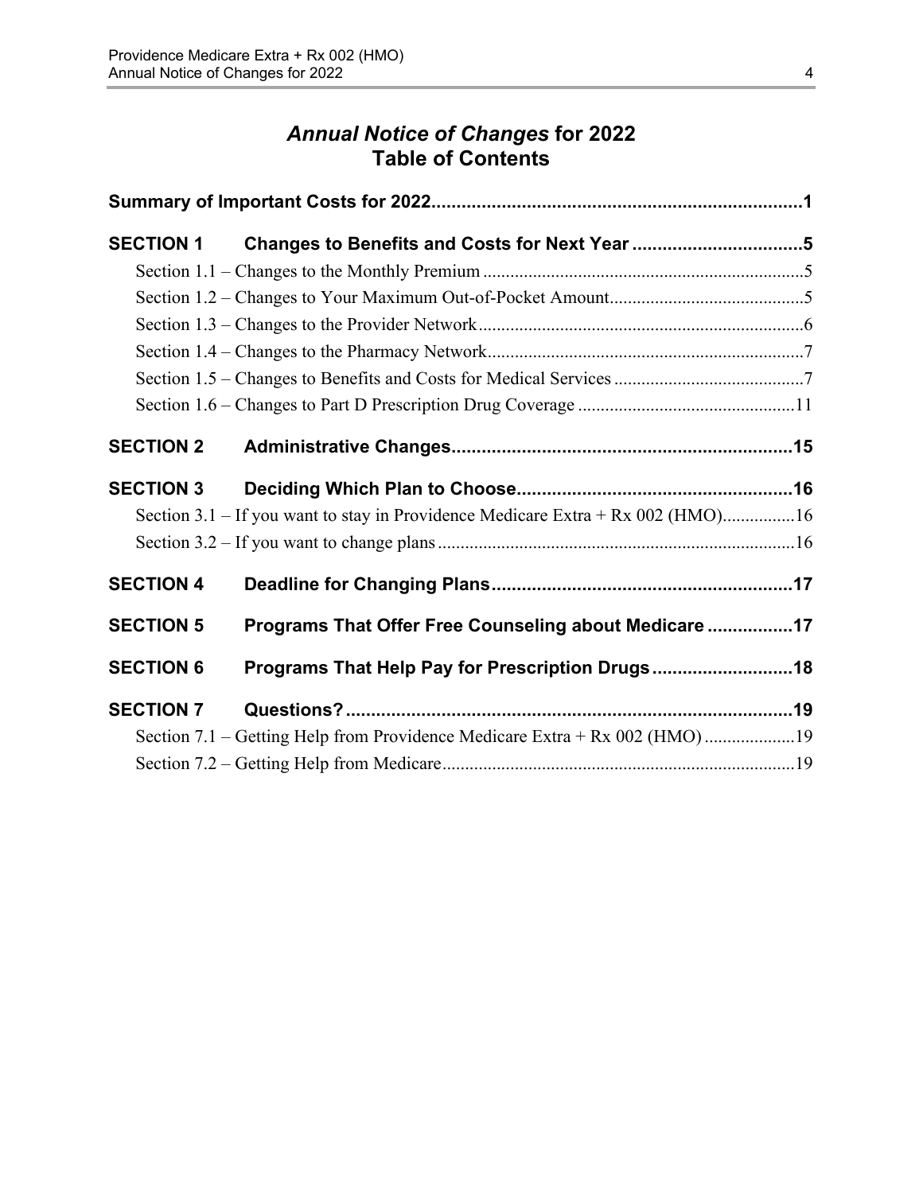# *Annual Notice of Changes* for 2022 Table of Contents

**Summary of Important Costs for 2022.......................................................................1**

**SECTION 1 Changes to Benefits and Costs for Next Year .................................5**

Section 1.1 – Changes to the Monthly Premium ......................................................................5

Section 1.2 – Changes to Your Maximum Out-of-Pocket Amount...........................................5

Section 1.3 – Changes to the Provider Network.......................................................................6

Section 1.4 – Changes to the Pharmacy Network.....................................................................7

Section 1.5 – Changes to Benefits and Costs for Medical Services ..........................................7

Section 1.6 – Changes to Part D Prescription Drug Coverage ...............................................11

**SECTION 2 Administrative Changes..................................................................15**

**SECTION 3 Deciding Which Plan to Choose......................................................16**

Section 3.1 – If you want to stay in Providence Medicare Extra + Rx 002 (HMO)................16

Section 3.2 – If you want to change plans .............................................................................16

**SECTION 4 Deadline for Changing Plans...........................................................17**

**SECTION 5 Programs That Offer Free Counseling about Medicare ................17**

**SECTION 6 Programs That Help Pay for Prescription Drugs...........................18**

**SECTION 7 Questions?........................................................................................19**

Section 7.1 – Getting Help from Providence Medicare Extra + Rx 002 (HMO) ....................19

Section 7.2 – Getting Help from Medicare.............................................................................19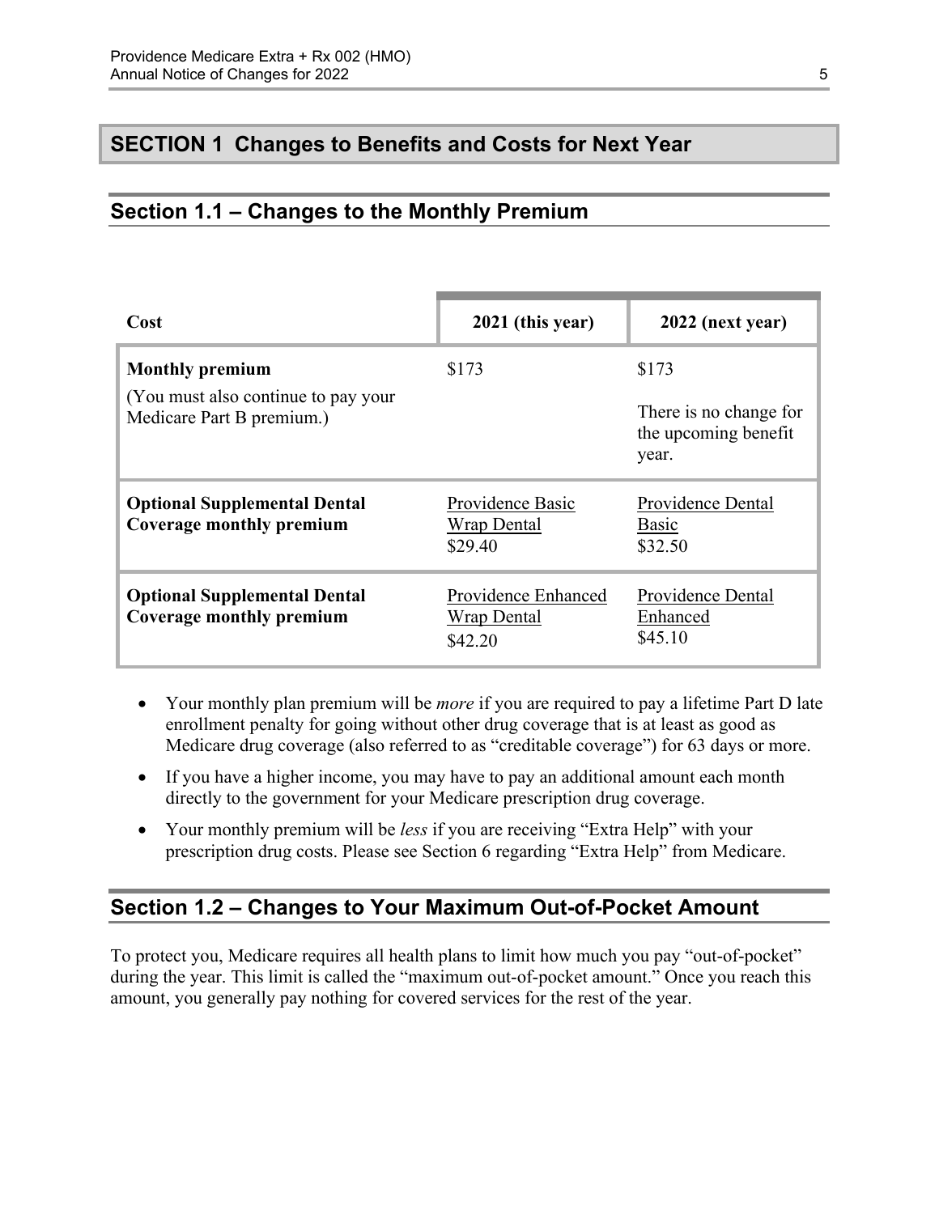## SECTION 1 Changes to Benefits and Costs for Next Year

### Section 1.1 – Changes to the Monthly Premium

| Cost | 2021 (this year) | 2022 (next year) |
|---|---|---|
| **Monthly premium**<br>(You must also continue to pay your Medicare Part B premium.) | \$173 | \$173<br>There is no change for the upcoming benefit year. |
| **Optional Supplemental Dental Coverage monthly premium** | Providence Basic Wrap Dental<br>\$29.40 | Providence Dental Basic<br>\$32.50 |
| **Optional Supplemental Dental Coverage monthly premium** | Providence Enhanced Wrap Dental<br>\$42.20 | Providence Dental Enhanced<br>\$45.10 |

- Your monthly plan premium will be *more* if you are required to pay a lifetime Part D late enrollment penalty for going without other drug coverage that is at least as good as Medicare drug coverage (also referred to as "creditable coverage") for 63 days or more.
- If you have a higher income, you may have to pay an additional amount each month directly to the government for your Medicare prescription drug coverage.
- Your monthly premium will be *less* if you are receiving "Extra Help" with your prescription drug costs. Please see Section 6 regarding "Extra Help" from Medicare.

### Section 1.2 – Changes to Your Maximum Out-of-Pocket Amount

To protect you, Medicare requires all health plans to limit how much you pay "out-of-pocket" during the year. This limit is called the "maximum out-of-pocket amount." Once you reach this amount, you generally pay nothing for covered services for the rest of the year.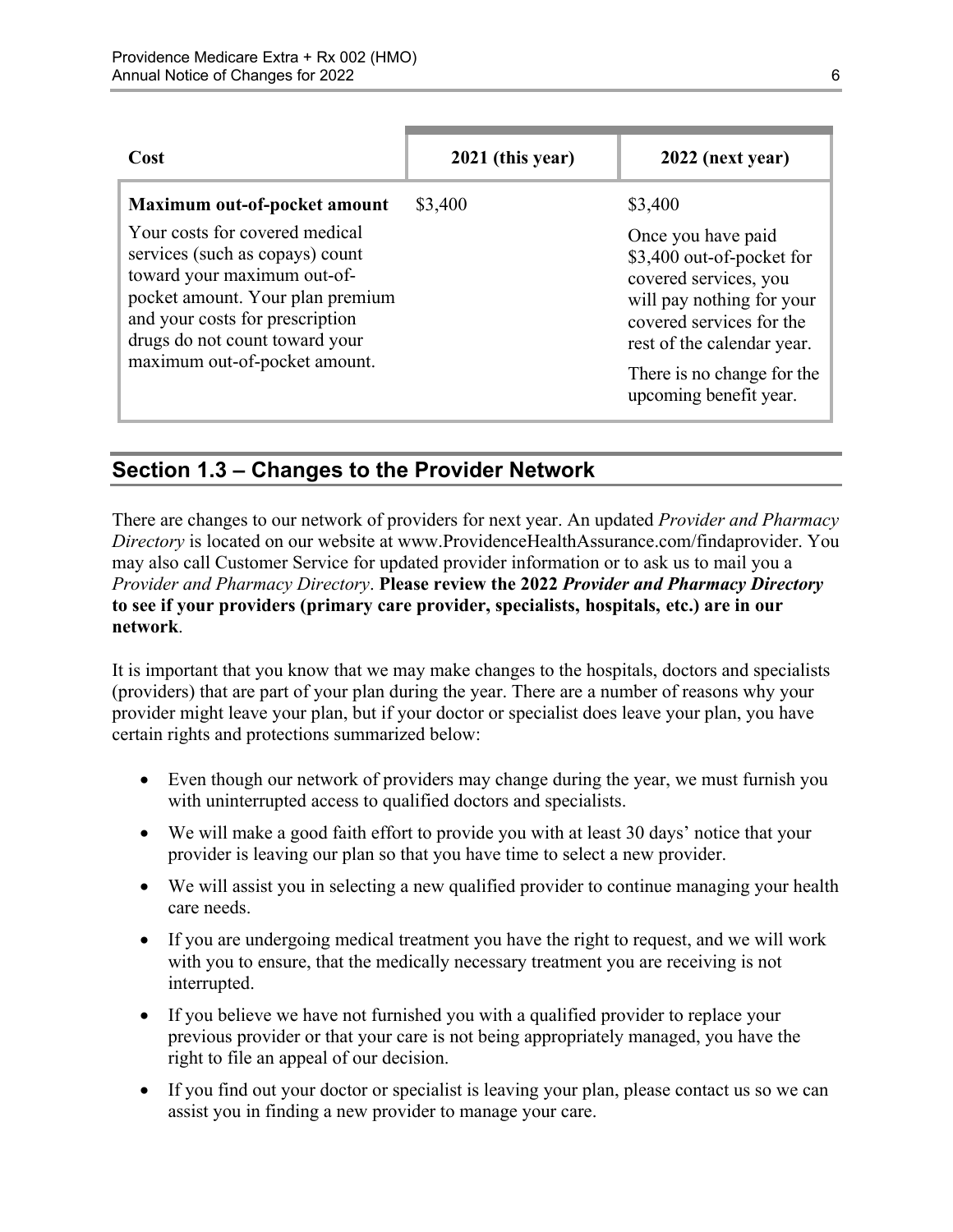| Cost | 2021 (this year) | 2022 (next year) |
|---|---|---|
| **Maximum out-of-pocket amount**<br><br>Your costs for covered medical services (such as copays) count toward your maximum out-of-pocket amount. Your plan premium and your costs for prescription drugs do not count toward your maximum out-of-pocket amount. | $3,400 | $3,400<br><br>Once you have paid $3,400 out-of-pocket for covered services, you will pay nothing for your covered services for the rest of the calendar year.<br><br>There is no change for the upcoming benefit year. |

## Section 1.3 – Changes to the Provider Network

There are changes to our network of providers for next year. An updated *Provider and Pharmacy Directory* is located on our website at www.ProvidenceHealthAssurance.com/findaprovider. You may also call Customer Service for updated provider information or to ask us to mail you a *Provider and Pharmacy Directory*. **Please review the 2022 *Provider and Pharmacy Directory* to see if your providers (primary care provider, specialists, hospitals, etc.) are in our network**.

It is important that you know that we may make changes to the hospitals, doctors and specialists (providers) that are part of your plan during the year. There are a number of reasons why your provider might leave your plan, but if your doctor or specialist does leave your plan, you have certain rights and protections summarized below:

- Even though our network of providers may change during the year, we must furnish you with uninterrupted access to qualified doctors and specialists.
- We will make a good faith effort to provide you with at least 30 days' notice that your provider is leaving our plan so that you have time to select a new provider.
- We will assist you in selecting a new qualified provider to continue managing your health care needs.
- If you are undergoing medical treatment you have the right to request, and we will work with you to ensure, that the medically necessary treatment you are receiving is not interrupted.
- If you believe we have not furnished you with a qualified provider to replace your previous provider or that your care is not being appropriately managed, you have the right to file an appeal of our decision.
- If you find out your doctor or specialist is leaving your plan, please contact us so we can assist you in finding a new provider to manage your care.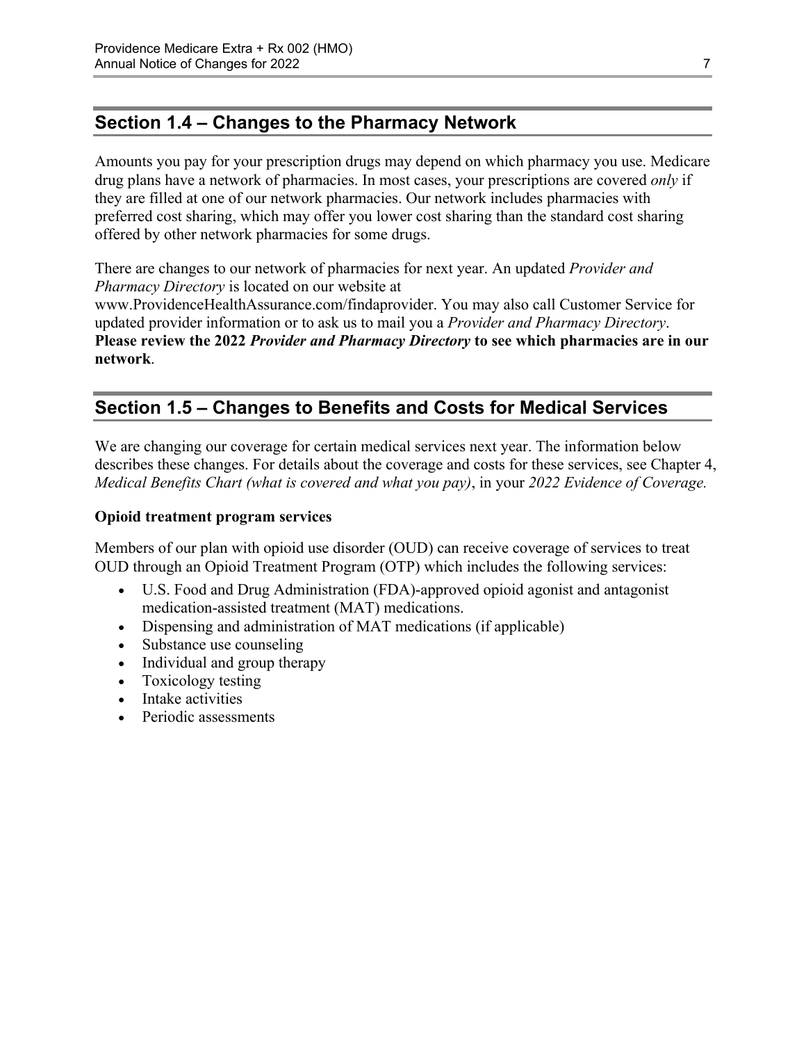## Section 1.4 – Changes to the Pharmacy Network

Amounts you pay for your prescription drugs may depend on which pharmacy you use. Medicare drug plans have a network of pharmacies. In most cases, your prescriptions are covered *only* if they are filled at one of our network pharmacies. Our network includes pharmacies with preferred cost sharing, which may offer you lower cost sharing than the standard cost sharing offered by other network pharmacies for some drugs.

There are changes to our network of pharmacies for next year. An updated *Provider and Pharmacy Directory* is located on our website at www.ProvidenceHealthAssurance.com/findaprovider. You may also call Customer Service for updated provider information or to ask us to mail you a *Provider and Pharmacy Directory*. **Please review the 2022 *Provider and Pharmacy Directory* to see which pharmacies are in our network**.

## Section 1.5 – Changes to Benefits and Costs for Medical Services

We are changing our coverage for certain medical services next year. The information below describes these changes. For details about the coverage and costs for these services, see Chapter 4, *Medical Benefits Chart (what is covered and what you pay)*, in your *2022 Evidence of Coverage.*

**Opioid treatment program services**

Members of our plan with opioid use disorder (OUD) can receive coverage of services to treat OUD through an Opioid Treatment Program (OTP) which includes the following services:

- U.S. Food and Drug Administration (FDA)-approved opioid agonist and antagonist medication-assisted treatment (MAT) medications.
- Dispensing and administration of MAT medications (if applicable)
- Substance use counseling
- Individual and group therapy
- Toxicology testing
- Intake activities
- Periodic assessments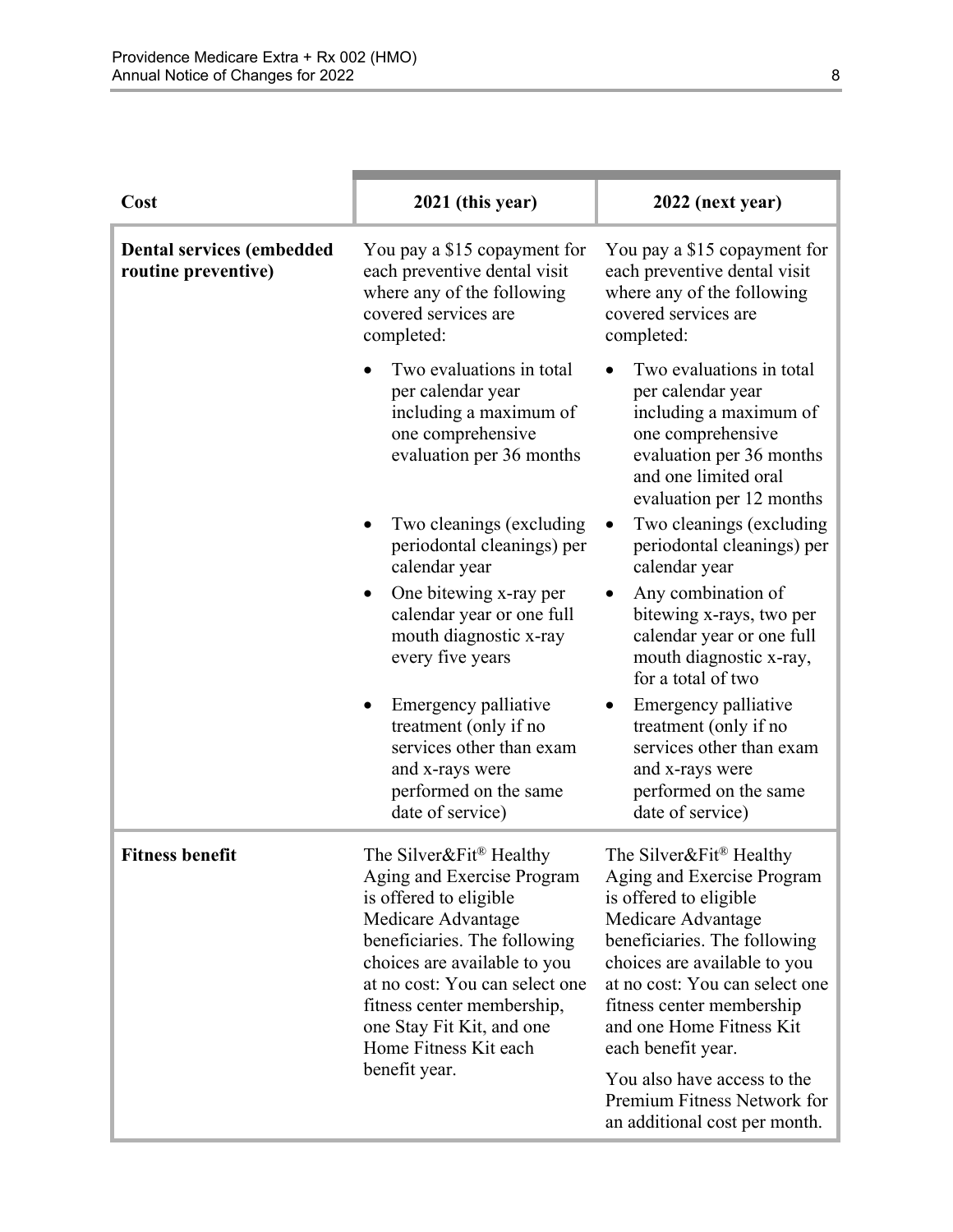| Cost | 2021 (this year) | 2022 (next year) |
|---|---|---|
| **Dental services (embedded routine preventive)** | You pay a $15 copayment for each preventive dental visit where any of the following covered services are completed:<br>• Two evaluations in total per calendar year including a maximum of one comprehensive evaluation per 36 months<br>• Two cleanings (excluding periodontal cleanings) per calendar year<br>• One bitewing x-ray per calendar year or one full mouth diagnostic x-ray every five years<br>• Emergency palliative treatment (only if no services other than exam and x-rays were performed on the same date of service) | You pay a $15 copayment for each preventive dental visit where any of the following covered services are completed:<br>• Two evaluations in total per calendar year including a maximum of one comprehensive evaluation per 36 months and one limited oral evaluation per 12 months<br>• Two cleanings (excluding periodontal cleanings) per calendar year<br>• Any combination of bitewing x-rays, two per calendar year or one full mouth diagnostic x-ray, for a total of two<br>• Emergency palliative treatment (only if no services other than exam and x-rays were performed on the same date of service) |
| **Fitness benefit** | The Silver&Fit® Healthy Aging and Exercise Program is offered to eligible Medicare Advantage beneficiaries. The following choices are available to you at no cost: You can select one fitness center membership, one Stay Fit Kit, and one Home Fitness Kit each benefit year. | The Silver&Fit® Healthy Aging and Exercise Program is offered to eligible Medicare Advantage beneficiaries. The following choices are available to you at no cost: You can select one fitness center membership and one Home Fitness Kit each benefit year.<br><br>You also have access to the Premium Fitness Network for an additional cost per month. |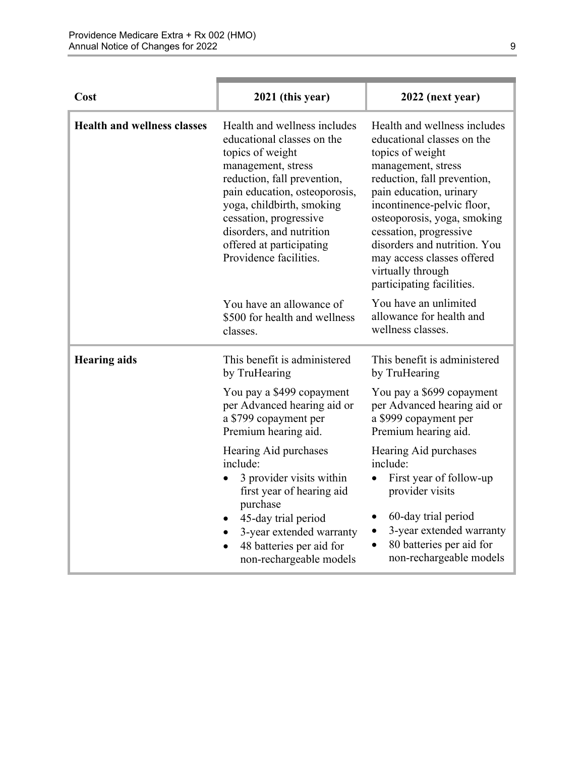| Cost | 2021 (this year) | 2022 (next year) |
| --- | --- | --- |
| **Health and wellness classes** | Health and wellness includes educational classes on the topics of weight management, stress reduction, fall prevention, pain education, osteoporosis, yoga, childbirth, smoking cessation, progressive disorders, and nutrition offered at participating Providence facilities.<br><br>You have an allowance of $500 for health and wellness classes. | Health and wellness includes educational classes on the topics of weight management, stress reduction, fall prevention, pain education, urinary incontinence-pelvic floor, osteoporosis, yoga, smoking cessation, progressive disorders and nutrition. You may access classes offered virtually through participating facilities.<br><br>You have an unlimited allowance for health and wellness classes. |
| **Hearing aids** | This benefit is administered by TruHearing<br><br>You pay a $499 copayment per Advanced hearing aid or a $799 copayment per Premium hearing aid.<br><br>Hearing Aid purchases include:<br>• 3 provider visits within first year of hearing aid purchase<br>• 45-day trial period<br>• 3-year extended warranty<br>• 48 batteries per aid for non-rechargeable models | This benefit is administered by TruHearing<br><br>You pay a $699 copayment per Advanced hearing aid or a $999 copayment per Premium hearing aid.<br><br>Hearing Aid purchases include:<br>• First year of follow-up provider visits<br>• 60-day trial period<br>• 3-year extended warranty<br>• 80 batteries per aid for non-rechargeable models |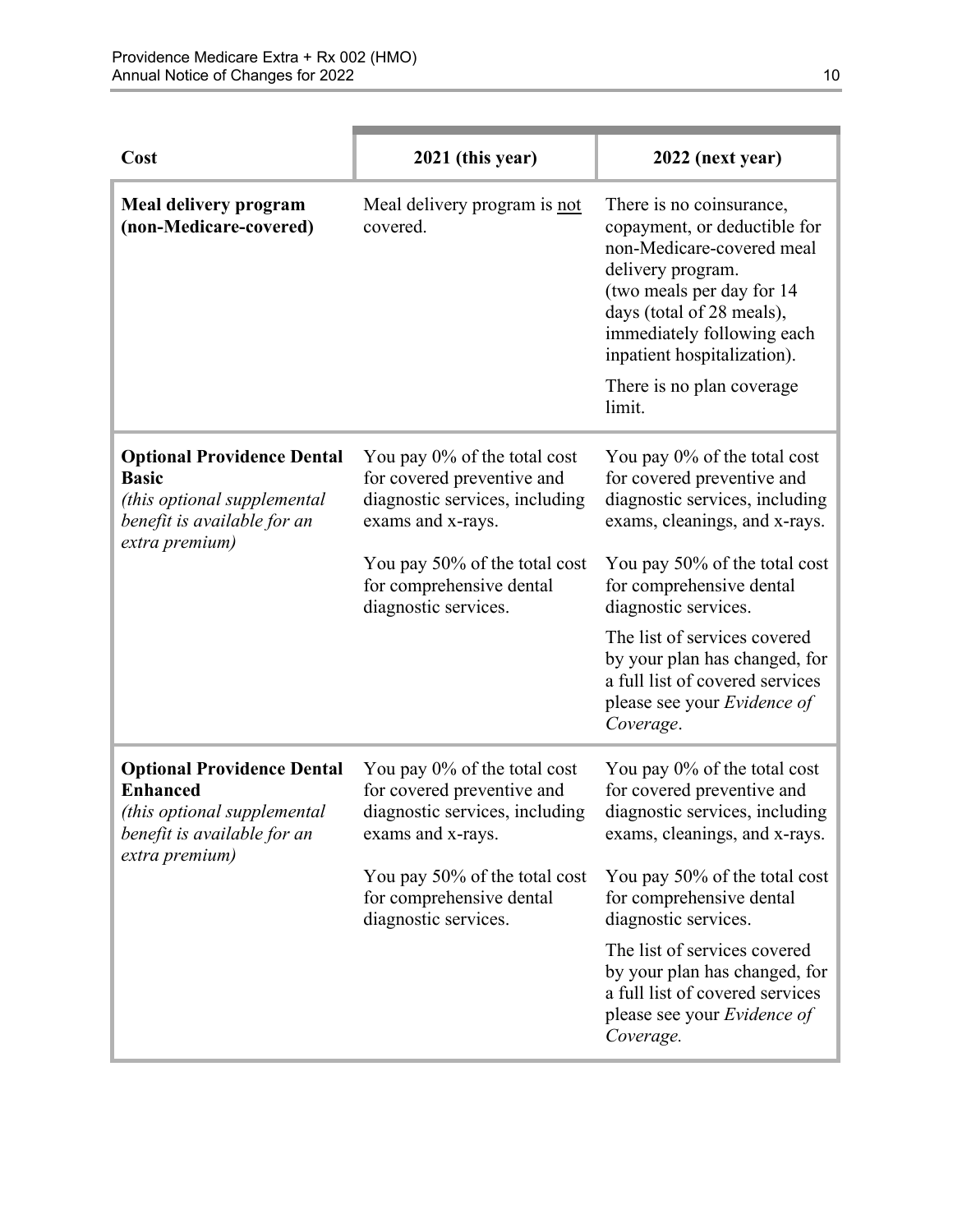| Cost | 2021 (this year) | 2022 (next year) |
|---|---|---|
| **Meal delivery program (non-Medicare-covered)** | Meal delivery program is <u>not</u> covered. | There is no coinsurance, copayment, or deductible for non-Medicare-covered meal delivery program. (two meals per day for 14 days (total of 28 meals), immediately following each inpatient hospitalization).<br><br>There is no plan coverage limit. |
| **Optional Providence Dental Basic** *(this optional supplemental benefit is available for an extra premium)* | You pay 0% of the total cost for covered preventive and diagnostic services, including exams and x-rays.<br><br>You pay 50% of the total cost for comprehensive dental diagnostic services. | You pay 0% of the total cost for covered preventive and diagnostic services, including exams, cleanings, and x-rays.<br><br>You pay 50% of the total cost for comprehensive dental diagnostic services.<br><br>The list of services covered by your plan has changed, for a full list of covered services please see your *Evidence of Coverage*. |
| **Optional Providence Dental Enhanced** *(this optional supplemental benefit is available for an extra premium)* | You pay 0% of the total cost for covered preventive and diagnostic services, including exams and x-rays.<br><br>You pay 50% of the total cost for comprehensive dental diagnostic services. | You pay 0% of the total cost for covered preventive and diagnostic services, including exams, cleanings, and x-rays.<br><br>You pay 50% of the total cost for comprehensive dental diagnostic services.<br><br>The list of services covered by your plan has changed, for a full list of covered services please see your *Evidence of Coverage.* |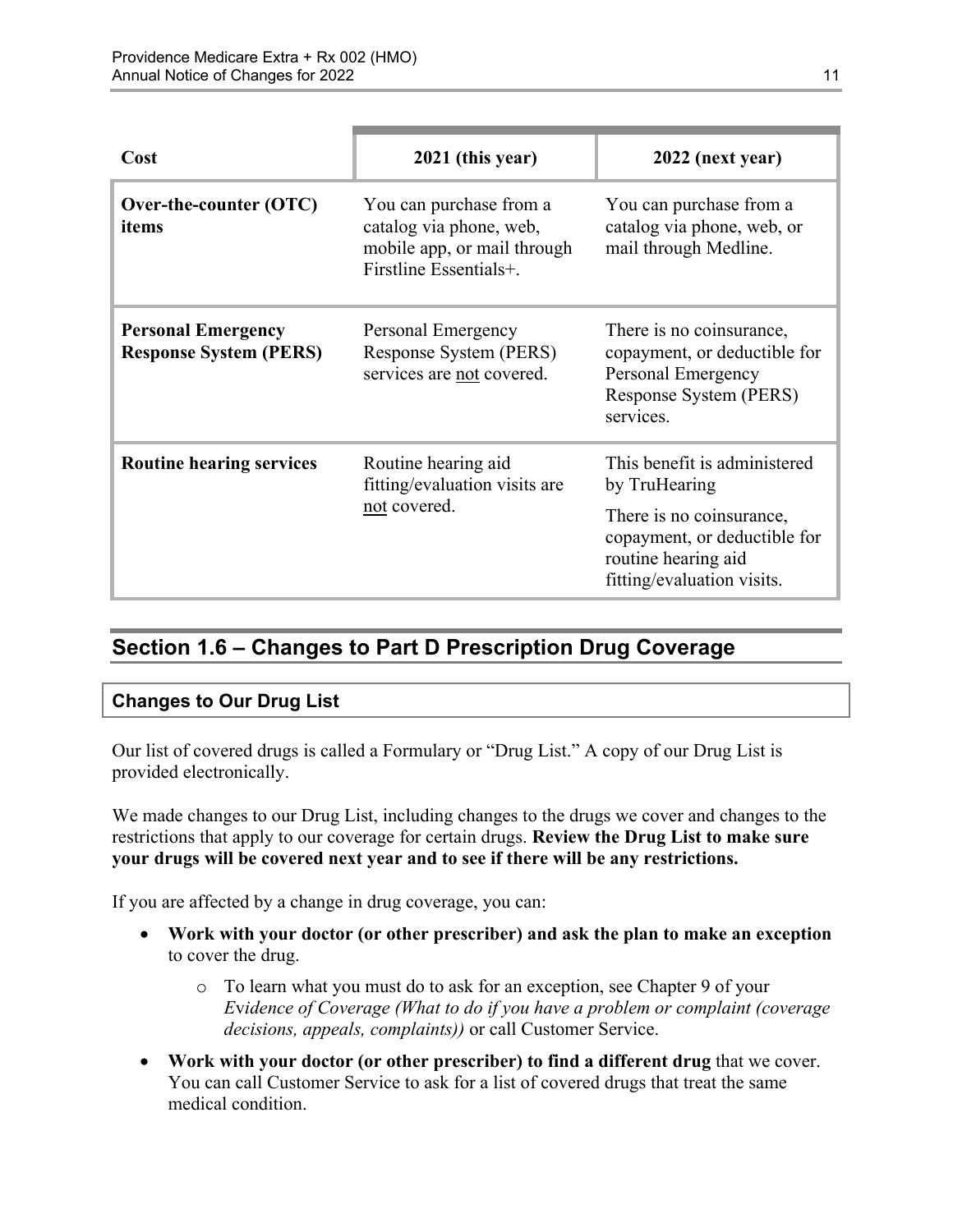| Cost | 2021 (this year) | 2022 (next year) |
|---|---|---|
| **Over-the-counter (OTC) items** | You can purchase from a catalog via phone, web, mobile app, or mail through Firstline Essentials+. | You can purchase from a catalog via phone, web, or mail through Medline. |
| **Personal Emergency Response System (PERS)** | Personal Emergency Response System (PERS) services are not covered. | There is no coinsurance, copayment, or deductible for Personal Emergency Response System (PERS) services. |
| **Routine hearing services** | Routine hearing aid fitting/evaluation visits are not covered. | This benefit is administered by TruHearing<br><br>There is no coinsurance, copayment, or deductible for routine hearing aid fitting/evaluation visits. |

## Section 1.6 – Changes to Part D Prescription Drug Coverage

### Changes to Our Drug List

Our list of covered drugs is called a Formulary or "Drug List." A copy of our Drug List is provided electronically.

We made changes to our Drug List, including changes to the drugs we cover and changes to the restrictions that apply to our coverage for certain drugs. **Review the Drug List to make sure your drugs will be covered next year and to see if there will be any restrictions.**

If you are affected by a change in drug coverage, you can:

- **Work with your doctor (or other prescriber) and ask the plan to make an exception** to cover the drug.
  - To learn what you must do to ask for an exception, see Chapter 9 of your *Evidence of Coverage (What to do if you have a problem or complaint (coverage decisions, appeals, complaints))* or call Customer Service.
- **Work with your doctor (or other prescriber) to find a different drug** that we cover. You can call Customer Service to ask for a list of covered drugs that treat the same medical condition.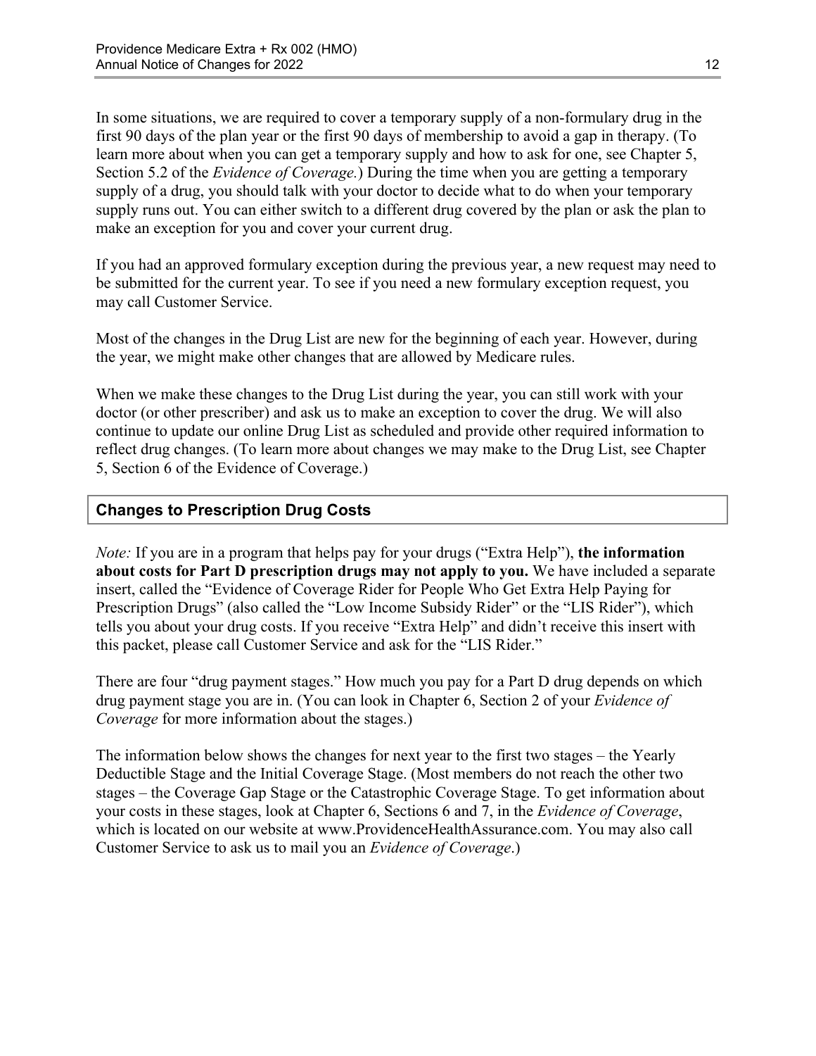In some situations, we are required to cover a temporary supply of a non-formulary drug in the first 90 days of the plan year or the first 90 days of membership to avoid a gap in therapy. (To learn more about when you can get a temporary supply and how to ask for one, see Chapter 5, Section 5.2 of the *Evidence of Coverage.*) During the time when you are getting a temporary supply of a drug, you should talk with your doctor to decide what to do when your temporary supply runs out. You can either switch to a different drug covered by the plan or ask the plan to make an exception for you and cover your current drug.

If you had an approved formulary exception during the previous year, a new request may need to be submitted for the current year. To see if you need a new formulary exception request, you may call Customer Service.

Most of the changes in the Drug List are new for the beginning of each year. However, during the year, we might make other changes that are allowed by Medicare rules.

When we make these changes to the Drug List during the year, you can still work with your doctor (or other prescriber) and ask us to make an exception to cover the drug. We will also continue to update our online Drug List as scheduled and provide other required information to reflect drug changes. (To learn more about changes we may make to the Drug List, see Chapter 5, Section 6 of the Evidence of Coverage.)

## Changes to Prescription Drug Costs

*Note:* If you are in a program that helps pay for your drugs ("Extra Help"), **the information about costs for Part D prescription drugs may not apply to you.** We have included a separate insert, called the "Evidence of Coverage Rider for People Who Get Extra Help Paying for Prescription Drugs" (also called the "Low Income Subsidy Rider" or the "LIS Rider"), which tells you about your drug costs. If you receive "Extra Help" and didn't receive this insert with this packet, please call Customer Service and ask for the "LIS Rider."

There are four "drug payment stages." How much you pay for a Part D drug depends on which drug payment stage you are in. (You can look in Chapter 6, Section 2 of your *Evidence of Coverage* for more information about the stages.)

The information below shows the changes for next year to the first two stages – the Yearly Deductible Stage and the Initial Coverage Stage. (Most members do not reach the other two stages – the Coverage Gap Stage or the Catastrophic Coverage Stage. To get information about your costs in these stages, look at Chapter 6, Sections 6 and 7, in the *Evidence of Coverage*, which is located on our website at www.ProvidenceHealthAssurance.com. You may also call Customer Service to ask us to mail you an *Evidence of Coverage*.)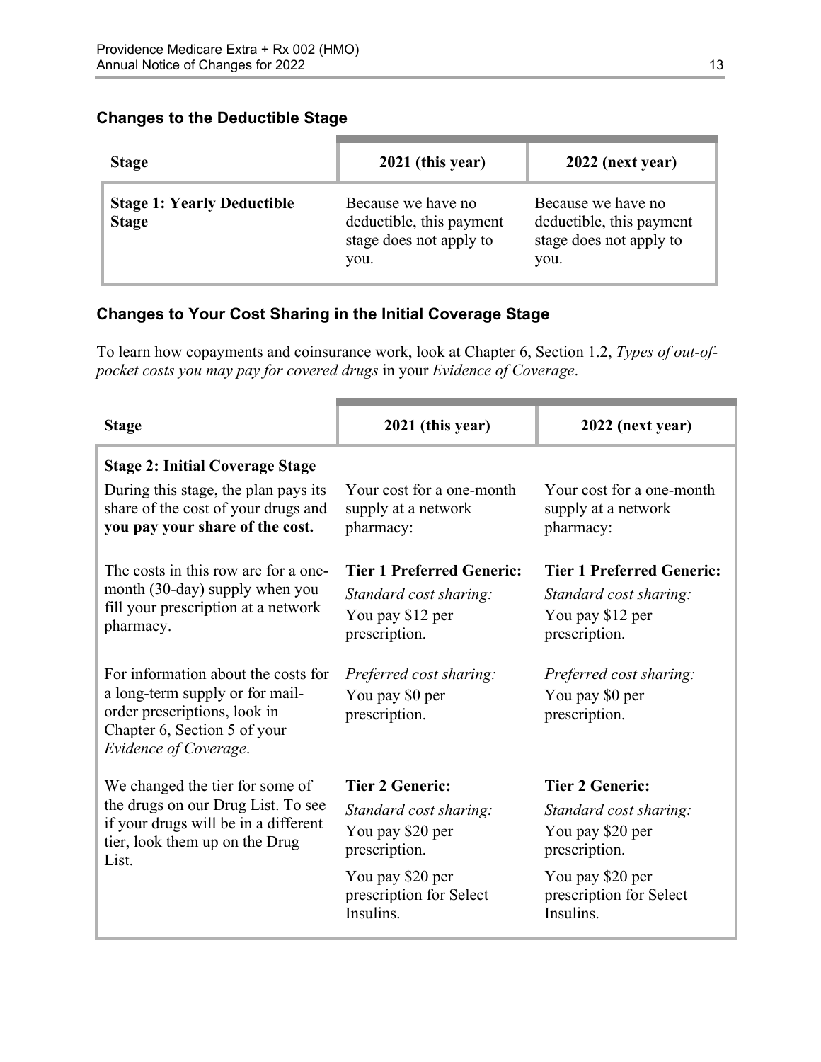### Changes to the Deductible Stage

| Stage | 2021 (this year) | 2022 (next year) |
|---|---|---|
| **Stage 1: Yearly Deductible Stage** | Because we have no deductible, this payment stage does not apply to you. | Because we have no deductible, this payment stage does not apply to you. |

### Changes to Your Cost Sharing in the Initial Coverage Stage

To learn how copayments and coinsurance work, look at Chapter 6, Section 1.2, *Types of out-of-pocket costs you may pay for covered drugs* in your *Evidence of Coverage*.

| Stage | 2021 (this year) | 2022 (next year) |
|---|---|---|
| **Stage 2: Initial Coverage Stage**<br>During this stage, the plan pays its share of the cost of your drugs and **you pay your share of the cost.** | Your cost for a one-month supply at a network pharmacy: | Your cost for a one-month supply at a network pharmacy: |
| The costs in this row are for a one-month (30-day) supply when you fill your prescription at a network pharmacy.<br><br>For information about the costs for a long-term supply or for mail-order prescriptions, look in Chapter 6, Section 5 of your *Evidence of Coverage*. | **Tier 1 Preferred Generic:**<br>*Standard cost sharing:*<br>You pay $12 per prescription.<br><br>*Preferred cost sharing:*<br>You pay $0 per prescription. | **Tier 1 Preferred Generic:**<br>*Standard cost sharing:*<br>You pay $12 per prescription.<br><br>*Preferred cost sharing:*<br>You pay $0 per prescription. |
| We changed the tier for some of the drugs on our Drug List. To see if your drugs will be in a different tier, look them up on the Drug List. | **Tier 2 Generic:**<br>*Standard cost sharing:*<br>You pay $20 per prescription.<br><br>You pay $20 per prescription for Select Insulins. | **Tier 2 Generic:**<br>*Standard cost sharing:*<br>You pay $20 per prescription.<br><br>You pay $20 per prescription for Select Insulins. |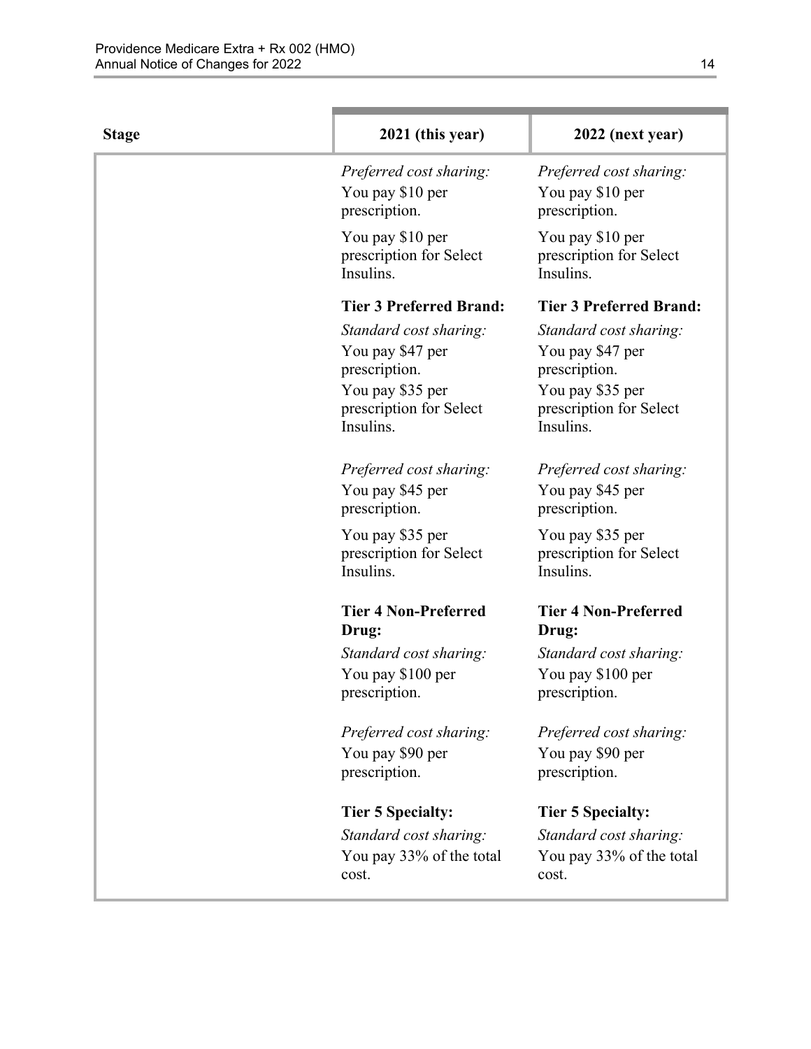| Stage | 2021 (this year) | 2022 (next year) |
|---|---|---|
| | *Preferred cost sharing:*<br>You pay $10 per prescription.<br>You pay $10 per prescription for Select Insulins. | *Preferred cost sharing:*<br>You pay $10 per prescription.<br>You pay $10 per prescription for Select Insulins. |
| | **Tier 3 Preferred Brand:**<br>*Standard cost sharing:*<br>You pay $47 per prescription.<br>You pay $35 per prescription for Select Insulins. | **Tier 3 Preferred Brand:**<br>*Standard cost sharing:*<br>You pay $47 per prescription.<br>You pay $35 per prescription for Select Insulins. |
| | *Preferred cost sharing:*<br>You pay $45 per prescription.<br>You pay $35 per prescription for Select Insulins. | *Preferred cost sharing:*<br>You pay $45 per prescription.<br>You pay $35 per prescription for Select Insulins. |
| | **Tier 4 Non-Preferred Drug:**<br>*Standard cost sharing:*<br>You pay $100 per prescription. | **Tier 4 Non-Preferred Drug:**<br>*Standard cost sharing:*<br>You pay $100 per prescription. |
| | *Preferred cost sharing:*<br>You pay $90 per prescription. | *Preferred cost sharing:*<br>You pay $90 per prescription. |
| | **Tier 5 Specialty:**<br>*Standard cost sharing:*<br>You pay 33% of the total cost. | **Tier 5 Specialty:**<br>*Standard cost sharing:*<br>You pay 33% of the total cost. |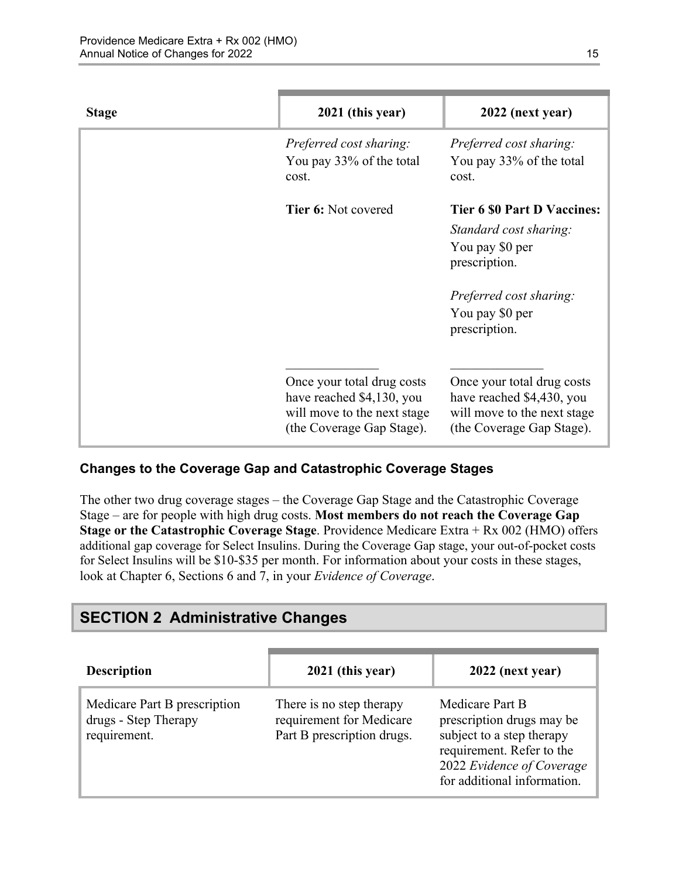| Stage | 2021 (this year) | 2022 (next year) |
|---|---|---|
| | *Preferred cost sharing:* You pay 33% of the total cost. | *Preferred cost sharing:* You pay 33% of the total cost. |
| | **Tier 6:** Not covered | **Tier 6 $0 Part D Vaccines:** *Standard cost sharing:* You pay $0 per prescription. *Preferred cost sharing:* You pay $0 per prescription. |
| | Once your total drug costs have reached $4,130, you will move to the next stage (the Coverage Gap Stage). | Once your total drug costs have reached $4,430, you will move to the next stage (the Coverage Gap Stage). |

### Changes to the Coverage Gap and Catastrophic Coverage Stages

The other two drug coverage stages – the Coverage Gap Stage and the Catastrophic Coverage Stage – are for people with high drug costs. **Most members do not reach the Coverage Gap Stage or the Catastrophic Coverage Stage**. Providence Medicare Extra + Rx 002 (HMO) offers additional gap coverage for Select Insulins. During the Coverage Gap stage, your out-of-pocket costs for Select Insulins will be $10-$35 per month. For information about your costs in these stages, look at Chapter 6, Sections 6 and 7, in your *Evidence of Coverage*.

## SECTION 2 Administrative Changes

| Description | 2021 (this year) | 2022 (next year) |
|---|---|---|
| Medicare Part B prescription drugs - Step Therapy requirement. | There is no step therapy requirement for Medicare Part B prescription drugs. | Medicare Part B prescription drugs may be subject to a step therapy requirement. Refer to the 2022 *Evidence of Coverage* for additional information. |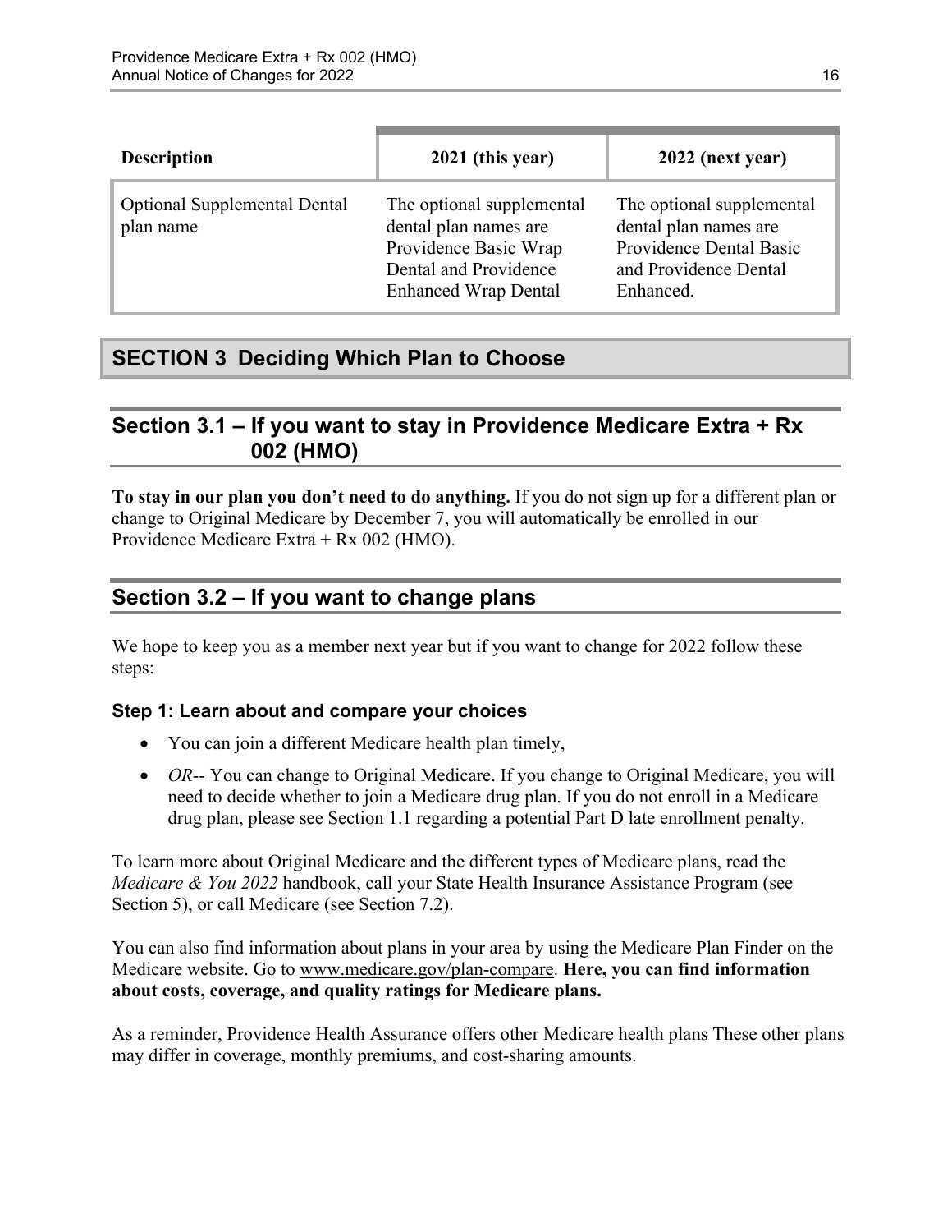| Description | 2021 (this year) | 2022 (next year) |
| --- | --- | --- |
| Optional Supplemental Dental plan name | The optional supplemental dental plan names are Providence Basic Wrap Dental and Providence Enhanced Wrap Dental | The optional supplemental dental plan names are Providence Dental Basic and Providence Dental Enhanced. |

# SECTION 3 Deciding Which Plan to Choose

## Section 3.1 – If you want to stay in Providence Medicare Extra + Rx 002 (HMO)

**To stay in our plan you don't need to do anything.** If you do not sign up for a different plan or change to Original Medicare by December 7, you will automatically be enrolled in our Providence Medicare Extra + Rx 002 (HMO).

## Section 3.2 – If you want to change plans

We hope to keep you as a member next year but if you want to change for 2022 follow these steps:

### Step 1: Learn about and compare your choices

- You can join a different Medicare health plan timely,
- *OR*-- You can change to Original Medicare. If you change to Original Medicare, you will need to decide whether to join a Medicare drug plan. If you do not enroll in a Medicare drug plan, please see Section 1.1 regarding a potential Part D late enrollment penalty.

To learn more about Original Medicare and the different types of Medicare plans, read the *Medicare & You 2022* handbook, call your State Health Insurance Assistance Program (see Section 5), or call Medicare (see Section 7.2).

You can also find information about plans in your area by using the Medicare Plan Finder on the Medicare website. Go to www.medicare.gov/plan-compare. **Here, you can find information about costs, coverage, and quality ratings for Medicare plans.**

As a reminder, Providence Health Assurance offers other Medicare health plans These other plans may differ in coverage, monthly premiums, and cost-sharing amounts.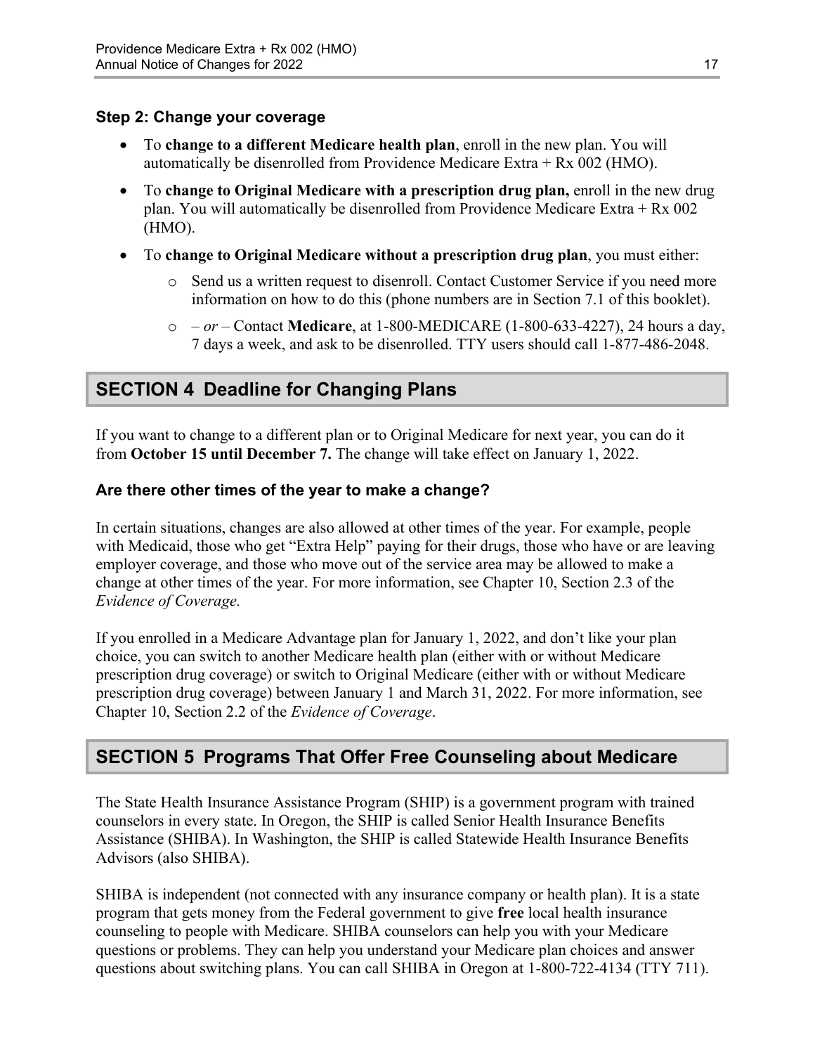### Step 2: Change your coverage

- To **change to a different Medicare health plan**, enroll in the new plan. You will automatically be disenrolled from Providence Medicare Extra + Rx 002 (HMO).
- To **change to Original Medicare with a prescription drug plan,** enroll in the new drug plan. You will automatically be disenrolled from Providence Medicare Extra + Rx 002 (HMO).
- To **change to Original Medicare without a prescription drug plan**, you must either:
  - Send us a written request to disenroll. Contact Customer Service if you need more information on how to do this (phone numbers are in Section 7.1 of this booklet).
  - – *or* – Contact **Medicare**, at 1-800-MEDICARE (1-800-633-4227), 24 hours a day, 7 days a week, and ask to be disenrolled. TTY users should call 1-877-486-2048.

## SECTION 4 Deadline for Changing Plans

If you want to change to a different plan or to Original Medicare for next year, you can do it from **October 15 until December 7.** The change will take effect on January 1, 2022.

### Are there other times of the year to make a change?

In certain situations, changes are also allowed at other times of the year. For example, people with Medicaid, those who get "Extra Help" paying for their drugs, those who have or are leaving employer coverage, and those who move out of the service area may be allowed to make a change at other times of the year. For more information, see Chapter 10, Section 2.3 of the *Evidence of Coverage.*

If you enrolled in a Medicare Advantage plan for January 1, 2022, and don't like your plan choice, you can switch to another Medicare health plan (either with or without Medicare prescription drug coverage) or switch to Original Medicare (either with or without Medicare prescription drug coverage) between January 1 and March 31, 2022. For more information, see Chapter 10, Section 2.2 of the *Evidence of Coverage*.

## SECTION 5 Programs That Offer Free Counseling about Medicare

The State Health Insurance Assistance Program (SHIP) is a government program with trained counselors in every state. In Oregon, the SHIP is called Senior Health Insurance Benefits Assistance (SHIBA). In Washington, the SHIP is called Statewide Health Insurance Benefits Advisors (also SHIBA).

SHIBA is independent (not connected with any insurance company or health plan). It is a state program that gets money from the Federal government to give **free** local health insurance counseling to people with Medicare. SHIBA counselors can help you with your Medicare questions or problems. They can help you understand your Medicare plan choices and answer questions about switching plans. You can call SHIBA in Oregon at 1-800-722-4134 (TTY 711).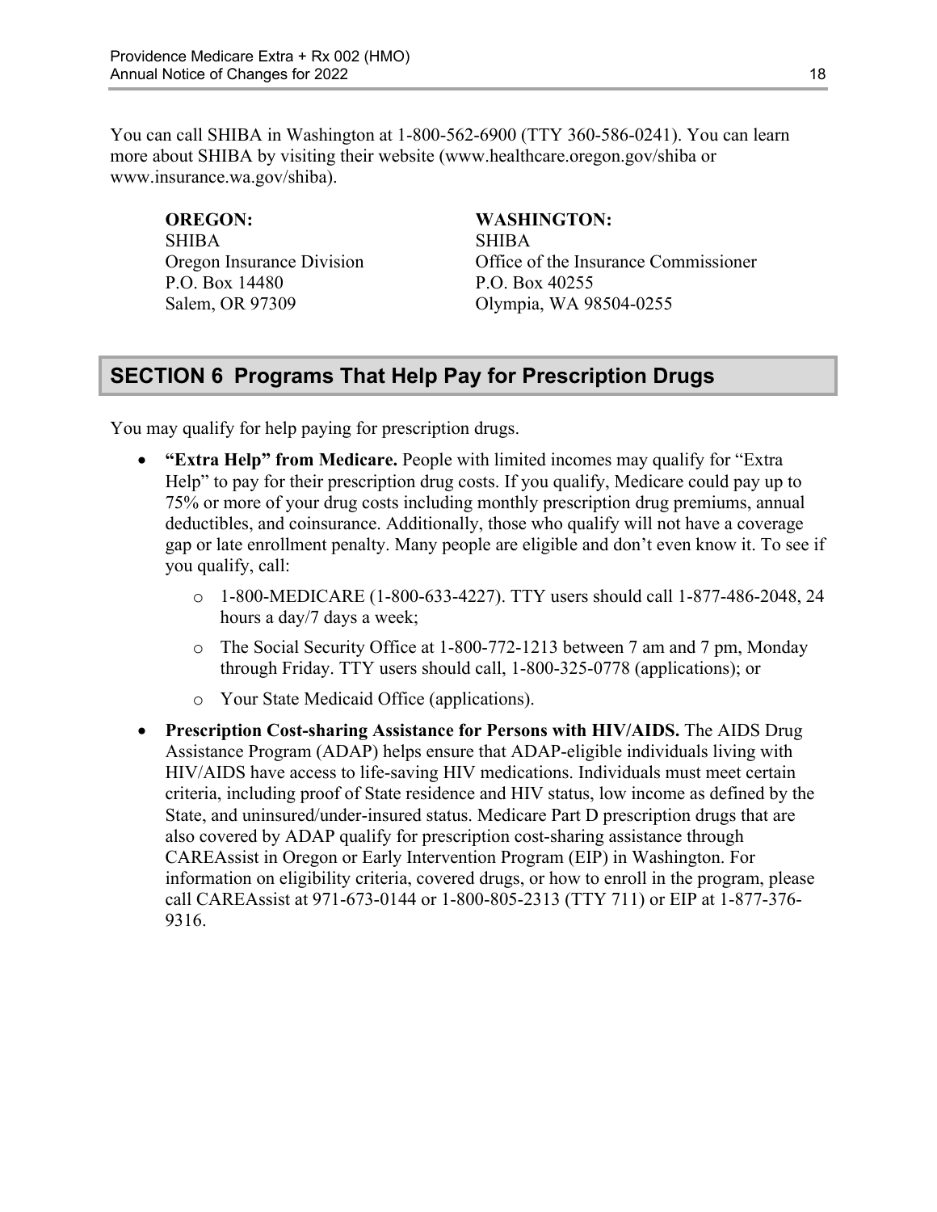You can call SHIBA in Washington at 1-800-562-6900 (TTY 360-586-0241). You can learn more about SHIBA by visiting their website (www.healthcare.oregon.gov/shiba or www.insurance.wa.gov/shiba).

**OREGON:**
SHIBA
Oregon Insurance Division
P.O. Box 14480
Salem, OR 97309

**WASHINGTON:**
SHIBA
Office of the Insurance Commissioner
P.O. Box 40255
Olympia, WA 98504-0255

## SECTION 6 Programs That Help Pay for Prescription Drugs

You may qualify for help paying for prescription drugs.

- **"Extra Help" from Medicare.** People with limited incomes may qualify for "Extra Help" to pay for their prescription drug costs. If you qualify, Medicare could pay up to 75% or more of your drug costs including monthly prescription drug premiums, annual deductibles, and coinsurance. Additionally, those who qualify will not have a coverage gap or late enrollment penalty. Many people are eligible and don't even know it. To see if you qualify, call:
  - 1-800-MEDICARE (1-800-633-4227). TTY users should call 1-877-486-2048, 24 hours a day/7 days a week;
  - The Social Security Office at 1-800-772-1213 between 7 am and 7 pm, Monday through Friday. TTY users should call, 1-800-325-0778 (applications); or
  - Your State Medicaid Office (applications).
- **Prescription Cost-sharing Assistance for Persons with HIV/AIDS.** The AIDS Drug Assistance Program (ADAP) helps ensure that ADAP-eligible individuals living with HIV/AIDS have access to life-saving HIV medications. Individuals must meet certain criteria, including proof of State residence and HIV status, low income as defined by the State, and uninsured/under-insured status. Medicare Part D prescription drugs that are also covered by ADAP qualify for prescription cost-sharing assistance through CAREAssist in Oregon or Early Intervention Program (EIP) in Washington. For information on eligibility criteria, covered drugs, or how to enroll in the program, please call CAREAssist at 971-673-0144 or 1-800-805-2313 (TTY 711) or EIP at 1-877-376-9316.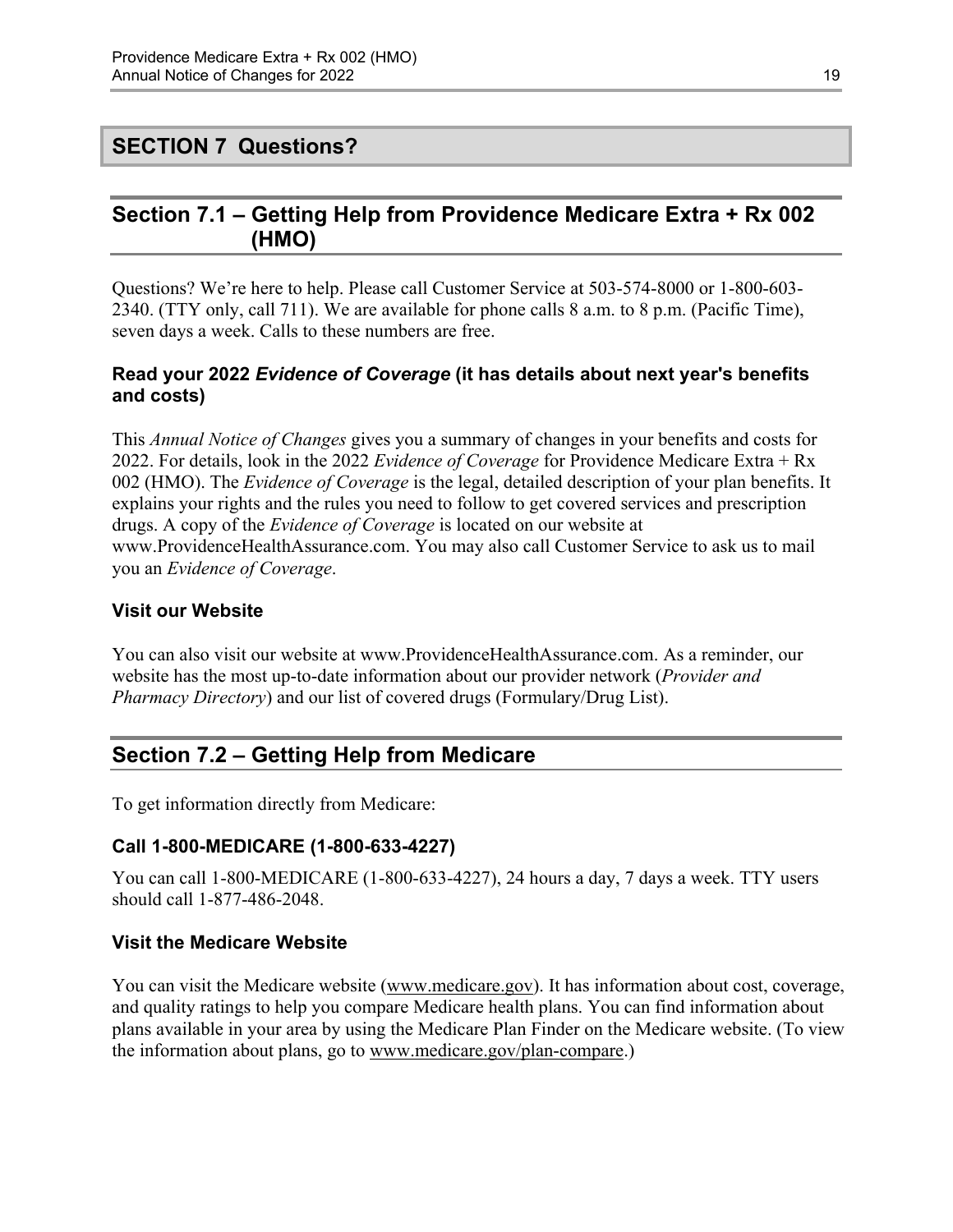# SECTION 7 Questions?

## Section 7.1 – Getting Help from Providence Medicare Extra + Rx 002 (HMO)

Questions? We're here to help. Please call Customer Service at 503-574-8000 or 1-800-603-2340. (TTY only, call 711). We are available for phone calls 8 a.m. to 8 p.m. (Pacific Time), seven days a week. Calls to these numbers are free.

### Read your 2022 *Evidence of Coverage* (it has details about next year's benefits and costs)

This *Annual Notice of Changes* gives you a summary of changes in your benefits and costs for 2022. For details, look in the 2022 *Evidence of Coverage* for Providence Medicare Extra + Rx 002 (HMO). The *Evidence of Coverage* is the legal, detailed description of your plan benefits. It explains your rights and the rules you need to follow to get covered services and prescription drugs. A copy of the *Evidence of Coverage* is located on our website at www.ProvidenceHealthAssurance.com. You may also call Customer Service to ask us to mail you an *Evidence of Coverage*.

### Visit our Website

You can also visit our website at www.ProvidenceHealthAssurance.com. As a reminder, our website has the most up-to-date information about our provider network (*Provider and Pharmacy Directory*) and our list of covered drugs (Formulary/Drug List).

## Section 7.2 – Getting Help from Medicare

To get information directly from Medicare:

### Call 1-800-MEDICARE (1-800-633-4227)

You can call 1-800-MEDICARE (1-800-633-4227), 24 hours a day, 7 days a week. TTY users should call 1-877-486-2048.

### Visit the Medicare Website

You can visit the Medicare website (www.medicare.gov). It has information about cost, coverage, and quality ratings to help you compare Medicare health plans. You can find information about plans available in your area by using the Medicare Plan Finder on the Medicare website. (To view the information about plans, go to www.medicare.gov/plan-compare.)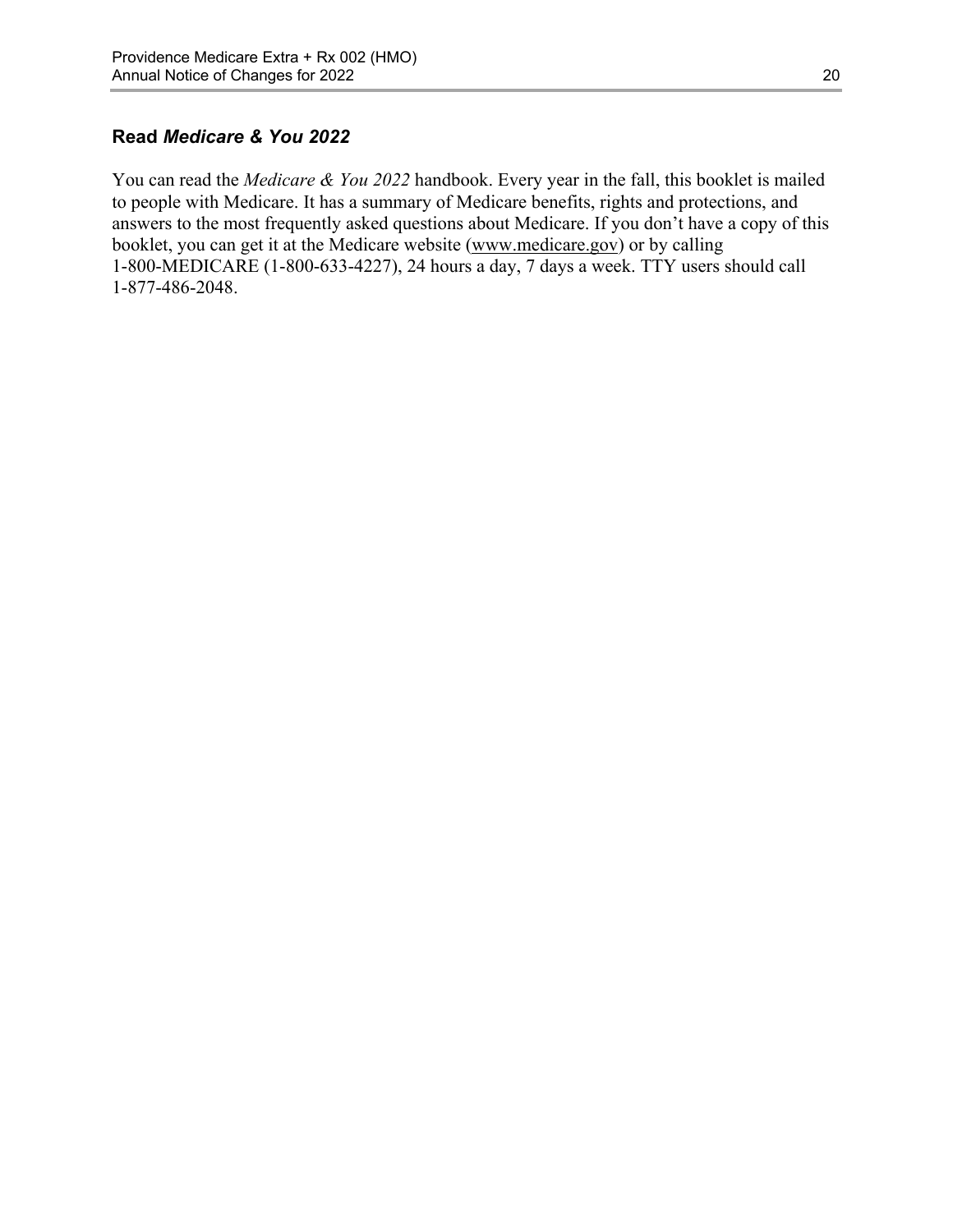### Read *Medicare & You 2022*

You can read the *Medicare & You 2022* handbook. Every year in the fall, this booklet is mailed to people with Medicare. It has a summary of Medicare benefits, rights and protections, and answers to the most frequently asked questions about Medicare. If you don't have a copy of this booklet, you can get it at the Medicare website (www.medicare.gov) or by calling 1-800-MEDICARE (1-800-633-4227), 24 hours a day, 7 days a week. TTY users should call 1-877-486-2048.